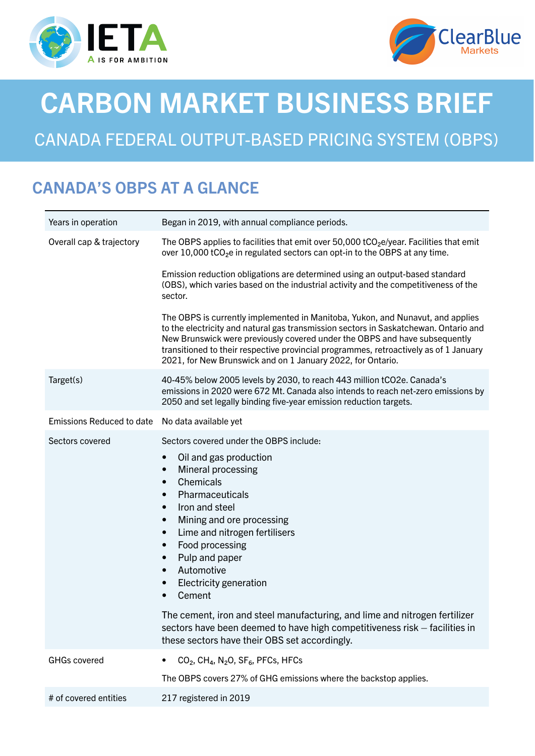# CARBON MARKET BUSINESS BRIEF

## CANADA FEDERAL OUTPUT-BASED PRICING SYSTEM (OBPS)

## CANADA'S OBPS AT A GLANCE

| | |
|---|---|
| Years in operation | Began in 2019, with annual compliance periods. |
| Overall cap & trajectory | The OBPS applies to facilities that emit over 50,000 $tCO_2e$/year. Facilities that emit over 10,000 $tCO_2e$ in regulated sectors can opt-in to the OBPS at any time.<br><br>Emission reduction obligations are determined using an output-based standard (OBS), which varies based on the industrial activity and the competitiveness of the sector.<br><br>The OBPS is currently implemented in Manitoba, Yukon, and Nunavut, and applies to the electricity and natural gas transmission sectors in Saskatchewan. Ontario and New Brunswick were previously covered under the OBPS and have subsequently transitioned to their respective provincial programmes, retroactively as of 1 January 2021, for New Brunswick and on 1 January 2022, for Ontario. |
| Target(s) | 40-45% below 2005 levels by 2030, to reach 443 million tCO2e. Canada's emissions in 2020 were 672 Mt. Canada also intends to reach net-zero emissions by 2050 and set legally binding five-year emission reduction targets. |
| Emissions Reduced to date | No data available yet |
| Sectors covered | Sectors covered under the OBPS include:<br>• Oil and gas production<br>• Mineral processing<br>• Chemicals<br>• Pharmaceuticals<br>• Iron and steel<br>• Mining and ore processing<br>• Lime and nitrogen fertilisers<br>• Food processing<br>• Pulp and paper<br>• Automotive<br>• Electricity generation<br>• Cement<br><br>The cement, iron and steel manufacturing, and lime and nitrogen fertilizer sectors have been deemed to have high competitiveness risk – facilities in these sectors have their OBS set accordingly. |
| GHGs covered | • $CO_2$, $CH_4$, $N_2O$, $SF_6$, PFCs, HFCs<br><br>The OBPS covers 27% of GHG emissions where the backstop applies. |
| # of covered entities | 217 registered in 2019 |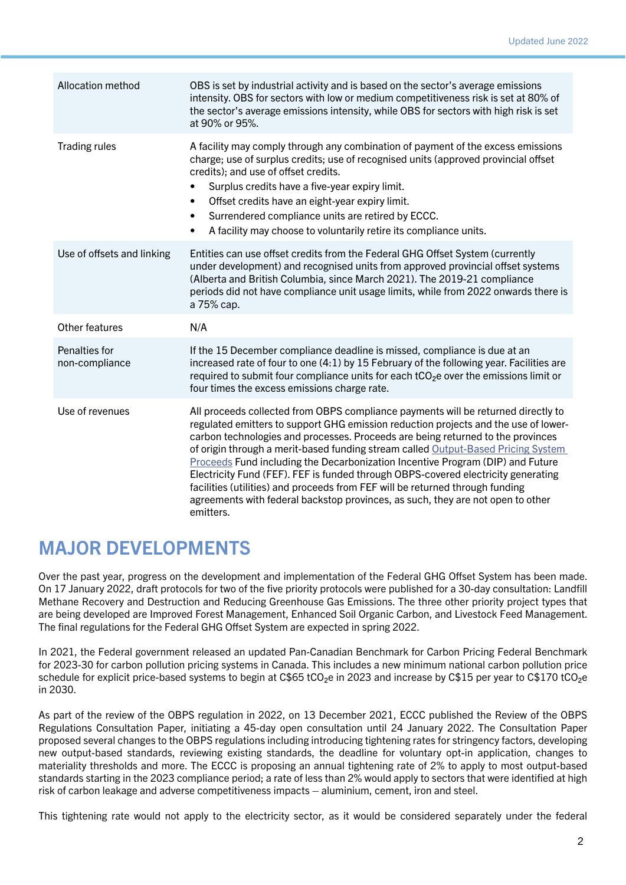| | |
|---|---|
| Allocation method | OBS is set by industrial activity and is based on the sector's average emissions intensity. OBS for sectors with low or medium competitiveness risk is set at 80% of the sector's average emissions intensity, while OBS for sectors with high risk is set at 90% or 95%. |
| Trading rules | A facility may comply through any combination of payment of the excess emissions charge; use of surplus credits; use of recognised units (approved provincial offset credits); and use of offset credits.<br>• Surplus credits have a five-year expiry limit.<br>• Offset credits have an eight-year expiry limit.<br>• Surrendered compliance units are retired by ECCC.<br>• A facility may choose to voluntarily retire its compliance units. |
| Use of offsets and linking | Entities can use offset credits from the Federal GHG Offset System (currently under development) and recognised units from approved provincial offset systems (Alberta and British Columbia, since March 2021). The 2019-21 compliance periods did not have compliance unit usage limits, while from 2022 onwards there is a 75% cap. |
| Other features | N/A |
| Penalties for non-compliance | If the 15 December compliance deadline is missed, compliance is due at an increased rate of four to one (4:1) by 15 February of the following year. Facilities are required to submit four compliance units for each $tCO_2e$ over the emissions limit or four times the excess emissions charge rate. |
| Use of revenues | All proceeds collected from OBPS compliance payments will be returned directly to regulated emitters to support GHG emission reduction projects and the use of lower-carbon technologies and processes. Proceeds are being returned to the provinces of origin through a merit-based funding stream called Output-Based Pricing System Proceeds Fund including the Decarbonization Incentive Program (DIP) and Future Electricity Fund (FEF). FEF is funded through OBPS-covered electricity generating facilities (utilities) and proceeds from FEF will be returned through funding agreements with federal backstop provinces, as such, they are not open to other emitters. |

## MAJOR DEVELOPMENTS

Over the past year, progress on the development and implementation of the Federal GHG Offset System has been made. On 17 January 2022, draft protocols for two of the five priority protocols were published for a 30-day consultation: Landfill Methane Recovery and Destruction and Reducing Greenhouse Gas Emissions. The three other priority project types that are being developed are Improved Forest Management, Enhanced Soil Organic Carbon, and Livestock Feed Management. The final regulations for the Federal GHG Offset System are expected in spring 2022.

In 2021, the Federal government released an updated Pan-Canadian Benchmark for Carbon Pricing Federal Benchmark for 2023-30 for carbon pollution pricing systems in Canada. This includes a new minimum national carbon pollution price schedule for explicit price-based systems to begin at C$65 $tCO_2e$ in 2023 and increase by C$15 per year to C$170 $tCO_2e$ in 2030.

As part of the review of the OBPS regulation in 2022, on 13 December 2021, ECCC published the Review of the OBPS Regulations Consultation Paper, initiating a 45-day open consultation until 24 January 2022. The Consultation Paper proposed several changes to the OBPS regulations including introducing tightening rates for stringency factors, developing new output-based standards, reviewing existing standards, the deadline for voluntary opt-in application, changes to materiality thresholds and more. The ECCC is proposing an annual tightening rate of 2% to apply to most output-based standards starting in the 2023 compliance period; a rate of less than 2% would apply to sectors that were identified at high risk of carbon leakage and adverse competitiveness impacts – aluminium, cement, iron and steel.

This tightening rate would not apply to the electricity sector, as it would be considered separately under the federal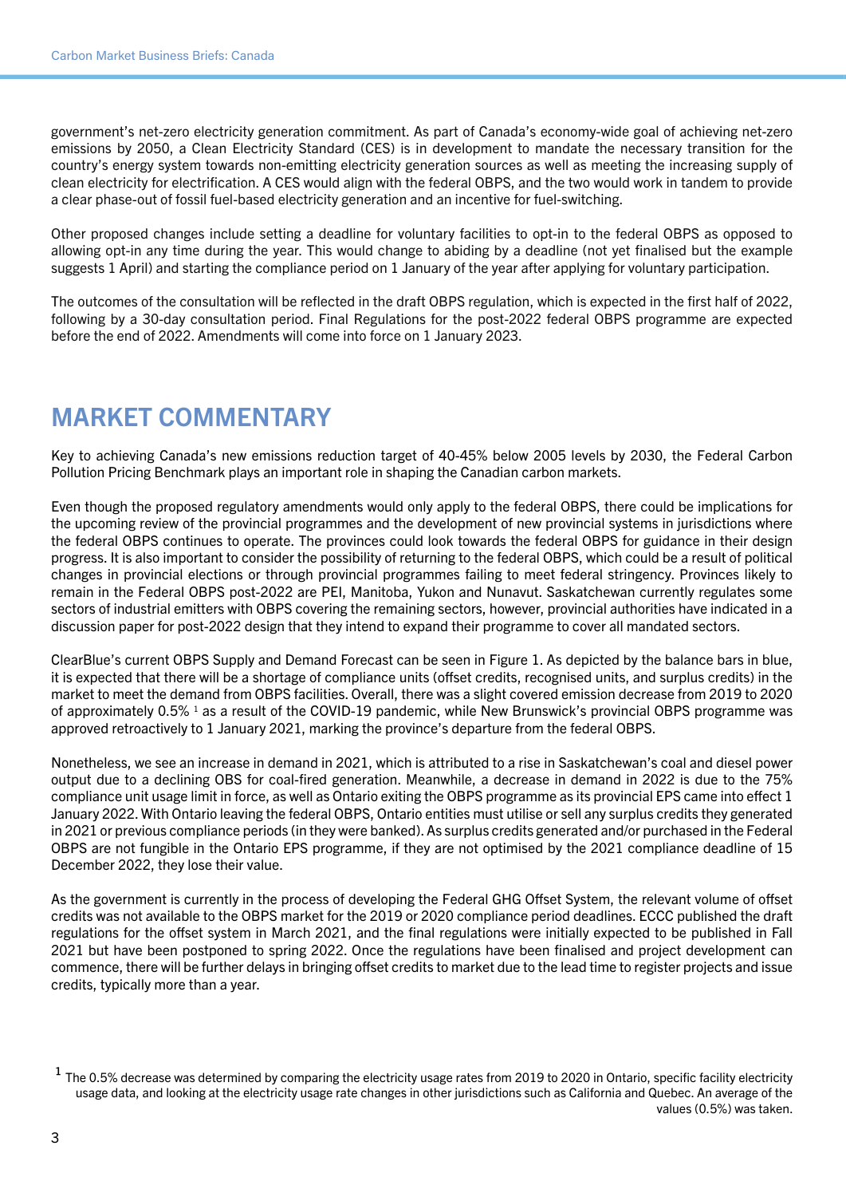government's net-zero electricity generation commitment. As part of Canada's economy-wide goal of achieving net-zero emissions by 2050, a Clean Electricity Standard (CES) is in development to mandate the necessary transition for the country's energy system towards non-emitting electricity generation sources as well as meeting the increasing supply of clean electricity for electrification. A CES would align with the federal OBPS, and the two would work in tandem to provide a clear phase-out of fossil fuel-based electricity generation and an incentive for fuel-switching.

Other proposed changes include setting a deadline for voluntary facilities to opt-in to the federal OBPS as opposed to allowing opt-in any time during the year. This would change to abiding by a deadline (not yet finalised but the example suggests 1 April) and starting the compliance period on 1 January of the year after applying for voluntary participation.

The outcomes of the consultation will be reflected in the draft OBPS regulation, which is expected in the first half of 2022, following by a 30-day consultation period. Final Regulations for the post-2022 federal OBPS programme are expected before the end of 2022. Amendments will come into force on 1 January 2023.

# MARKET COMMENTARY

Key to achieving Canada's new emissions reduction target of 40-45% below 2005 levels by 2030, the Federal Carbon Pollution Pricing Benchmark plays an important role in shaping the Canadian carbon markets.

Even though the proposed regulatory amendments would only apply to the federal OBPS, there could be implications for the upcoming review of the provincial programmes and the development of new provincial systems in jurisdictions where the federal OBPS continues to operate. The provinces could look towards the federal OBPS for guidance in their design progress. It is also important to consider the possibility of returning to the federal OBPS, which could be a result of political changes in provincial elections or through provincial programmes failing to meet federal stringency. Provinces likely to remain in the Federal OBPS post-2022 are PEI, Manitoba, Yukon and Nunavut. Saskatchewan currently regulates some sectors of industrial emitters with OBPS covering the remaining sectors, however, provincial authorities have indicated in a discussion paper for post-2022 design that they intend to expand their programme to cover all mandated sectors.

ClearBlue's current OBPS Supply and Demand Forecast can be seen in Figure 1. As depicted by the balance bars in blue, it is expected that there will be a shortage of compliance units (offset credits, recognised units, and surplus credits) in the market to meet the demand from OBPS facilities. Overall, there was a slight covered emission decrease from 2019 to 2020 of approximately 0.5% [1] as a result of the COVID-19 pandemic, while New Brunswick's provincial OBPS programme was approved retroactively to 1 January 2021, marking the province's departure from the federal OBPS.

Nonetheless, we see an increase in demand in 2021, which is attributed to a rise in Saskatchewan's coal and diesel power output due to a declining OBS for coal-fired generation. Meanwhile, a decrease in demand in 2022 is due to the 75% compliance unit usage limit in force, as well as Ontario exiting the OBPS programme as its provincial EPS came into effect 1 January 2022. With Ontario leaving the federal OBPS, Ontario entities must utilise or sell any surplus credits they generated in 2021 or previous compliance periods (in they were banked). As surplus credits generated and/or purchased in the Federal OBPS are not fungible in the Ontario EPS programme, if they are not optimised by the 2021 compliance deadline of 15 December 2022, they lose their value.

As the government is currently in the process of developing the Federal GHG Offset System, the relevant volume of offset credits was not available to the OBPS market for the 2019 or 2020 compliance period deadlines. ECCC published the draft regulations for the offset system in March 2021, and the final regulations were initially expected to be published in Fall 2021 but have been postponed to spring 2022. Once the regulations have been finalised and project development can commence, there will be further delays in bringing offset credits to market due to the lead time to register projects and issue credits, typically more than a year.

[1] The 0.5% decrease was determined by comparing the electricity usage rates from 2019 to 2020 in Ontario, specific facility electricity usage data, and looking at the electricity usage rate changes in other jurisdictions such as California and Quebec. An average of the values (0.5%) was taken.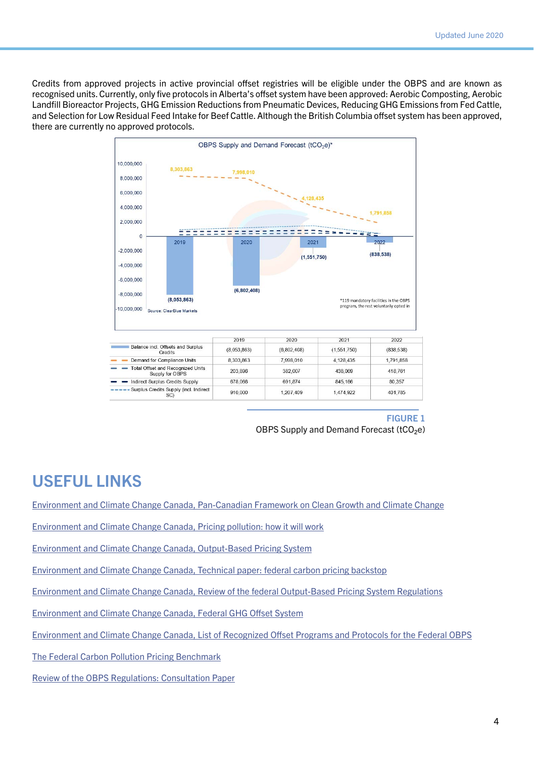Credits from approved projects in active provincial offset registries will be eligible under the OBPS and are known as recognised units. Currently, only five protocols in Alberta's offset system have been approved: Aerobic Composting, Aerobic Landfill Bioreactor Projects, GHG Emission Reductions from Pneumatic Devices, Reducing GHG Emissions from Fed Cattle, and Selection for Low Residual Feed Intake for Beef Cattle. Although the British Columbia offset system has been approved, there are currently no approved protocols.

| | 2019 | 2020 | 2021 | 2022 |
|---|---|---|---|---|
| Balance incl. Offsets and Surplus Credits | (8,053,863) | (6,802,408) | (1,551,750) | (838,538) |
| Demand for Compliance Units | 8,303,863 | 7,998,010 | 4,128,435 | 1,791,858 |
| Total Offset and Recognized Units Supply for OBPS | 203,896 | 382,007 | 438,069 | 418,761 |
| Indirect Surplus Credits Supply | 678,066 | 691,874 | 845,166 | 80,357 |
| Surplus Credits Supply (incl. Indirect SC) | 910,000 | 1,207,409 | 1,474,922 | 401,785 |

**FIGURE 1**

OBPS Supply and Demand Forecast ($tCO_2e$)

## USEFUL LINKS

Environment and Climate Change Canada, Pan-Canadian Framework on Clean Growth and Climate Change

Environment and Climate Change Canada, Pricing pollution: how it will work

Environment and Climate Change Canada, Output-Based Pricing System

Environment and Climate Change Canada, Technical paper: federal carbon pricing backstop

Environment and Climate Change Canada, Review of the federal Output-Based Pricing System Regulations

Environment and Climate Change Canada, Federal GHG Offset System

Environment and Climate Change Canada, List of Recognized Offset Programs and Protocols for the Federal OBPS

The Federal Carbon Pollution Pricing Benchmark

Review of the OBPS Regulations: Consultation Paper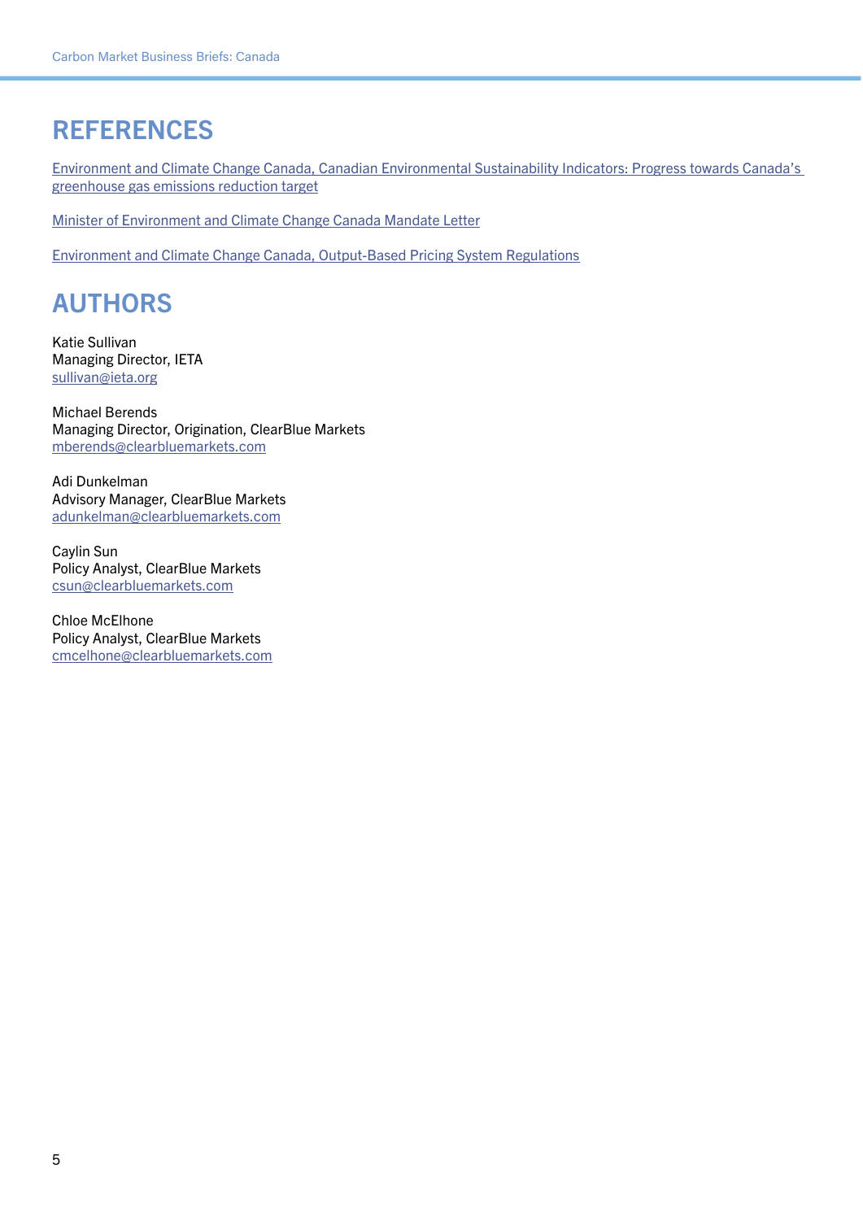## REFERENCES

Environment and Climate Change Canada, Canadian Environmental Sustainability Indicators: Progress towards Canada's greenhouse gas emissions reduction target

Minister of Environment and Climate Change Canada Mandate Letter

Environment and Climate Change Canada, Output-Based Pricing System Regulations

## AUTHORS

Katie Sullivan  
Managing Director, IETA  
sullivan@ieta.org

Michael Berends  
Managing Director, Origination, ClearBlue Markets  
mberends@clearbluemarkets.com

Adi Dunkelman  
Advisory Manager, ClearBlue Markets  
adunkelman@clearbluemarkets.com

Caylin Sun  
Policy Analyst, ClearBlue Markets  
csun@clearbluemarkets.com

Chloe McElhone  
Policy Analyst, ClearBlue Markets  
cmcelhone@clearbluemarkets.com